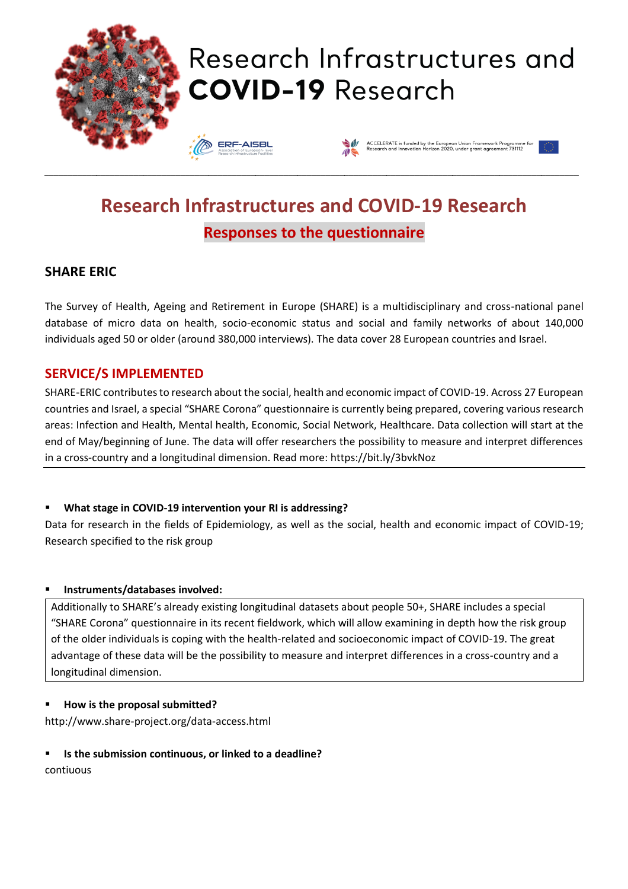# Research Infrastructures and COVID-19 Research

## Responses to the questionnaire

### SHARE ERIC

The Survey of Health, Ageing and Retirement in Europe (SHARE) is a multidisciplinary and cross-national panel database of micro data on health, socio-economic status and social and family networks of about 140,000 individuals aged 50 or older (around 380,000 interviews). The data cover 28 European countries and Israel.

### SERVICE/S IMPLEMENTED

SHARE-ERIC contributes to research about the social, health and economic impact of COVID-19. Across 27 European countries and Israel, a special "SHARE Corona" questionnaire is currently being prepared, covering various research areas: Infection and Health, Mental health, Economic, Social Network, Healthcare. Data collection will start at the end of May/beginning of June. The data will offer researchers the possibility to measure and interpret differences in a cross-country and a longitudinal dimension. Read more: https://bit.ly/3bvkNoz

- **What stage in COVID-19 intervention your RI is addressing?**

Data for research in the fields of Epidemiology, as well as the social, health and economic impact of COVID-19; Research specified to the risk group

- **Instruments/databases involved:**

Additionally to SHARE's already existing longitudinal datasets about people 50+, SHARE includes a special "SHARE Corona" questionnaire in its recent fieldwork, which will allow examining in depth how the risk group of the older individuals is coping with the health-related and socioeconomic impact of COVID-19. The great advantage of these data will be the possibility to measure and interpret differences in a cross-country and a longitudinal dimension.

- **How is the proposal submitted?**

http://www.share-project.org/data-access.html

- **Is the submission continuous, or linked to a deadline?**

contiuous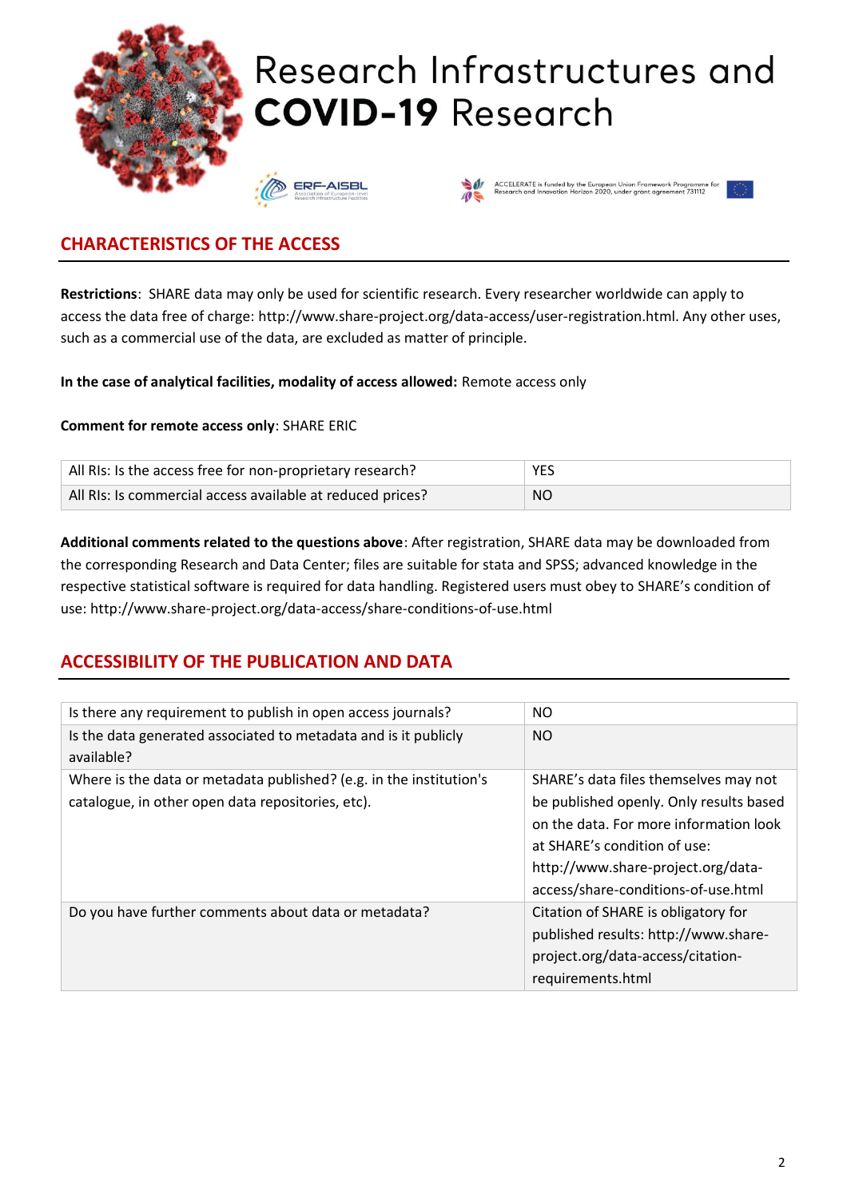# Research Infrastructures and COVID-19 Research

ERF-AISBL Association of European-level Research Infrastructure Facilities

ACCELERATE is funded by the European Union Framework Programme for Research and Innovation Horizon 2020, under grant agreement 731112

## CHARACTERISTICS OF THE ACCESS

**Restrictions**: SHARE data may only be used for scientific research. Every researcher worldwide can apply to access the data free of charge: http://www.share-project.org/data-access/user-registration.html. Any other uses, such as a commercial use of the data, are excluded as matter of principle.

**In the case of analytical facilities, modality of access allowed:** Remote access only

**Comment for remote access only**: SHARE ERIC

| | |
|---|---|
| All RIs: Is the access free for non-proprietary research? | YES |
| All RIs: Is commercial access available at reduced prices? | NO |

**Additional comments related to the questions above**: After registration, SHARE data may be downloaded from the corresponding Research and Data Center; files are suitable for stata and SPSS; advanced knowledge in the respective statistical software is required for data handling. Registered users must obey to SHARE's condition of use: http://www.share-project.org/data-access/share-conditions-of-use.html

## ACCESSIBILITY OF THE PUBLICATION AND DATA

| | |
|---|---|
| Is there any requirement to publish in open access journals? | NO |
| Is the data generated associated to metadata and is it publicly available? | NO |
| Where is the data or metadata published? (e.g. in the institution's catalogue, in other open data repositories, etc). | SHARE's data files themselves may not be published openly. Only results based on the data. For more information look at SHARE's condition of use: http://www.share-project.org/data-access/share-conditions-of-use.html |
| Do you have further comments about data or metadata? | Citation of SHARE is obligatory for published results: http://www.share-project.org/data-access/citation-requirements.html |